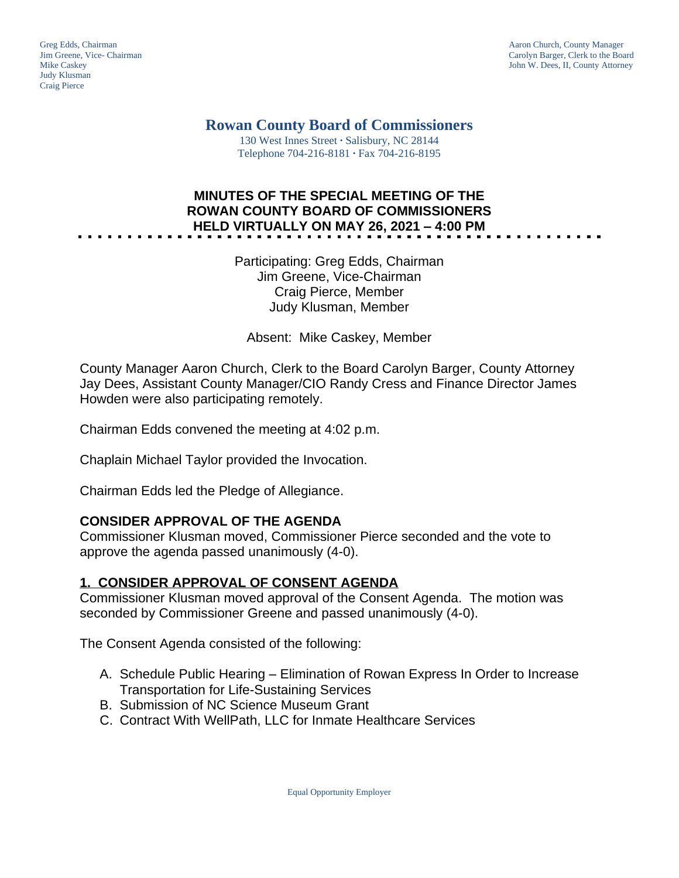Greg Edds, Chairman
Jim Greene, Vice- Chairman
Mike Caskey
Judy Klusman
Craig Pierce

Aaron Church, County Manager
Carolyn Barger, Clerk to the Board
John W. Dees, II, County Attorney

# Rowan County Board of Commissioners

130 West Innes Street · Salisbury, NC 28144
Telephone 704-216-8181 · Fax 704-216-8195

## MINUTES OF THE SPECIAL MEETING OF THE ROWAN COUNTY BOARD OF COMMISSIONERS HELD VIRTUALLY ON MAY 26, 2021 – 4:00 PM

Participating: Greg Edds, Chairman
Jim Greene, Vice-Chairman
Craig Pierce, Member
Judy Klusman, Member

Absent: Mike Caskey, Member

County Manager Aaron Church, Clerk to the Board Carolyn Barger, County Attorney Jay Dees, Assistant County Manager/CIO Randy Cress and Finance Director James Howden were also participating remotely.

Chairman Edds convened the meeting at 4:02 p.m.

Chaplain Michael Taylor provided the Invocation.

Chairman Edds led the Pledge of Allegiance.

### CONSIDER APPROVAL OF THE AGENDA

Commissioner Klusman moved, Commissioner Pierce seconded and the vote to approve the agenda passed unanimously (4-0).

### 1. CONSIDER APPROVAL OF CONSENT AGENDA

Commissioner Klusman moved approval of the Consent Agenda. The motion was seconded by Commissioner Greene and passed unanimously (4-0).

The Consent Agenda consisted of the following:

A. Schedule Public Hearing – Elimination of Rowan Express In Order to Increase Transportation for Life-Sustaining Services
B. Submission of NC Science Museum Grant
C. Contract With WellPath, LLC for Inmate Healthcare Services

Equal Opportunity Employer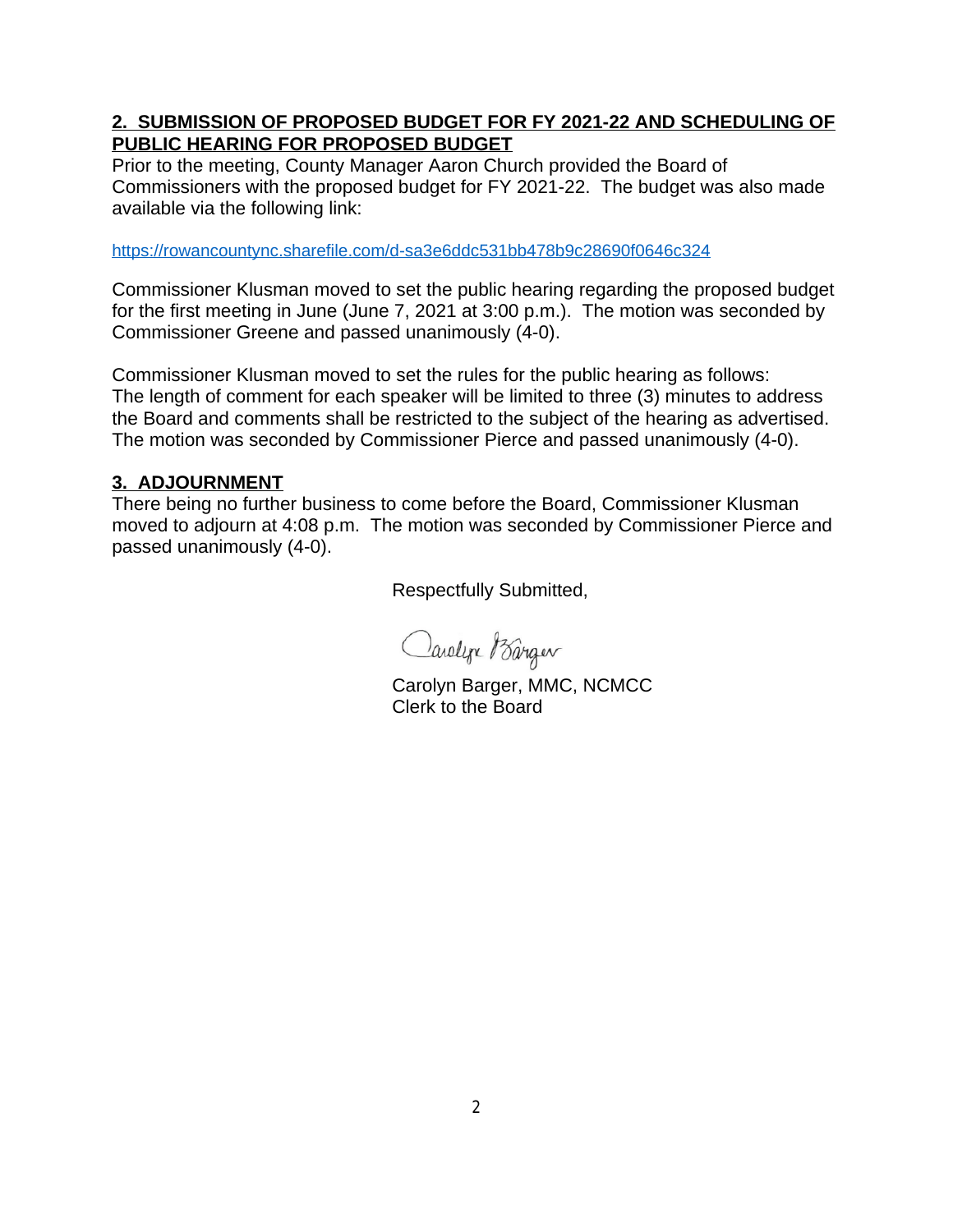**2. SUBMISSION OF PROPOSED BUDGET FOR FY 2021-22 AND SCHEDULING OF PUBLIC HEARING FOR PROPOSED BUDGET**

Prior to the meeting, County Manager Aaron Church provided the Board of Commissioners with the proposed budget for FY 2021-22. The budget was also made available via the following link:

https://rowancountync.sharefile.com/d-sa3e6ddc531bb478b9c28690f0646c324

Commissioner Klusman moved to set the public hearing regarding the proposed budget for the first meeting in June (June 7, 2021 at 3:00 p.m.). The motion was seconded by Commissioner Greene and passed unanimously (4-0).

Commissioner Klusman moved to set the rules for the public hearing as follows: The length of comment for each speaker will be limited to three (3) minutes to address the Board and comments shall be restricted to the subject of the hearing as advertised. The motion was seconded by Commissioner Pierce and passed unanimously (4-0).

**3. ADJOURNMENT**

There being no further business to come before the Board, Commissioner Klusman moved to adjourn at 4:08 p.m. The motion was seconded by Commissioner Pierce and passed unanimously (4-0).

Respectfully Submitted,

Carolyn Barger

Carolyn Barger, MMC, NCMCC
Clerk to the Board